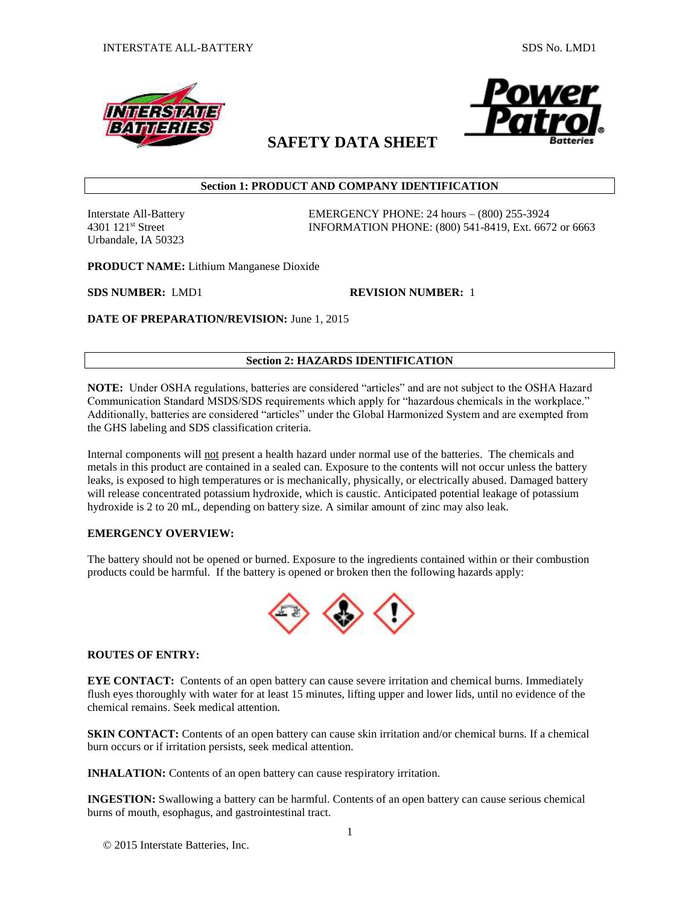# SAFETY DATA SHEET

## Section 1: PRODUCT AND COMPANY IDENTIFICATION

Interstate All-Battery
4301 121st Street
Urbandale, IA 50323

EMERGENCY PHONE: 24 hours – (800) 255-3924
INFORMATION PHONE: (800) 541-8419, Ext. 6672 or 6663

**PRODUCT NAME:** Lithium Manganese Dioxide

**SDS NUMBER:** LMD1 **REVISION NUMBER:** 1

**DATE OF PREPARATION/REVISION:** June 1, 2015

## Section 2: HAZARDS IDENTIFICATION

**NOTE:** Under OSHA regulations, batteries are considered "articles" and are not subject to the OSHA Hazard Communication Standard MSDS/SDS requirements which apply for "hazardous chemicals in the workplace." Additionally, batteries are considered "articles" under the Global Harmonized System and are exempted from the GHS labeling and SDS classification criteria.

Internal components will not present a health hazard under normal use of the batteries. The chemicals and metals in this product are contained in a sealed can. Exposure to the contents will not occur unless the battery leaks, is exposed to high temperatures or is mechanically, physically, or electrically abused. Damaged battery will release concentrated potassium hydroxide, which is caustic. Anticipated potential leakage of potassium hydroxide is 2 to 20 mL, depending on battery size. A similar amount of zinc may also leak.

**EMERGENCY OVERVIEW:**

The battery should not be opened or burned. Exposure to the ingredients contained within or their combustion products could be harmful. If the battery is opened or broken then the following hazards apply:

**ROUTES OF ENTRY:**

**EYE CONTACT:** Contents of an open battery can cause severe irritation and chemical burns. Immediately flush eyes thoroughly with water for at least 15 minutes, lifting upper and lower lids, until no evidence of the chemical remains. Seek medical attention.

**SKIN CONTACT:** Contents of an open battery can cause skin irritation and/or chemical burns. If a chemical burn occurs or if irritation persists, seek medical attention.

**INHALATION:** Contents of an open battery can cause respiratory irritation.

**INGESTION:** Swallowing a battery can be harmful. Contents of an open battery can cause serious chemical burns of mouth, esophagus, and gastrointestinal tract.

© 2015 Interstate Batteries, Inc.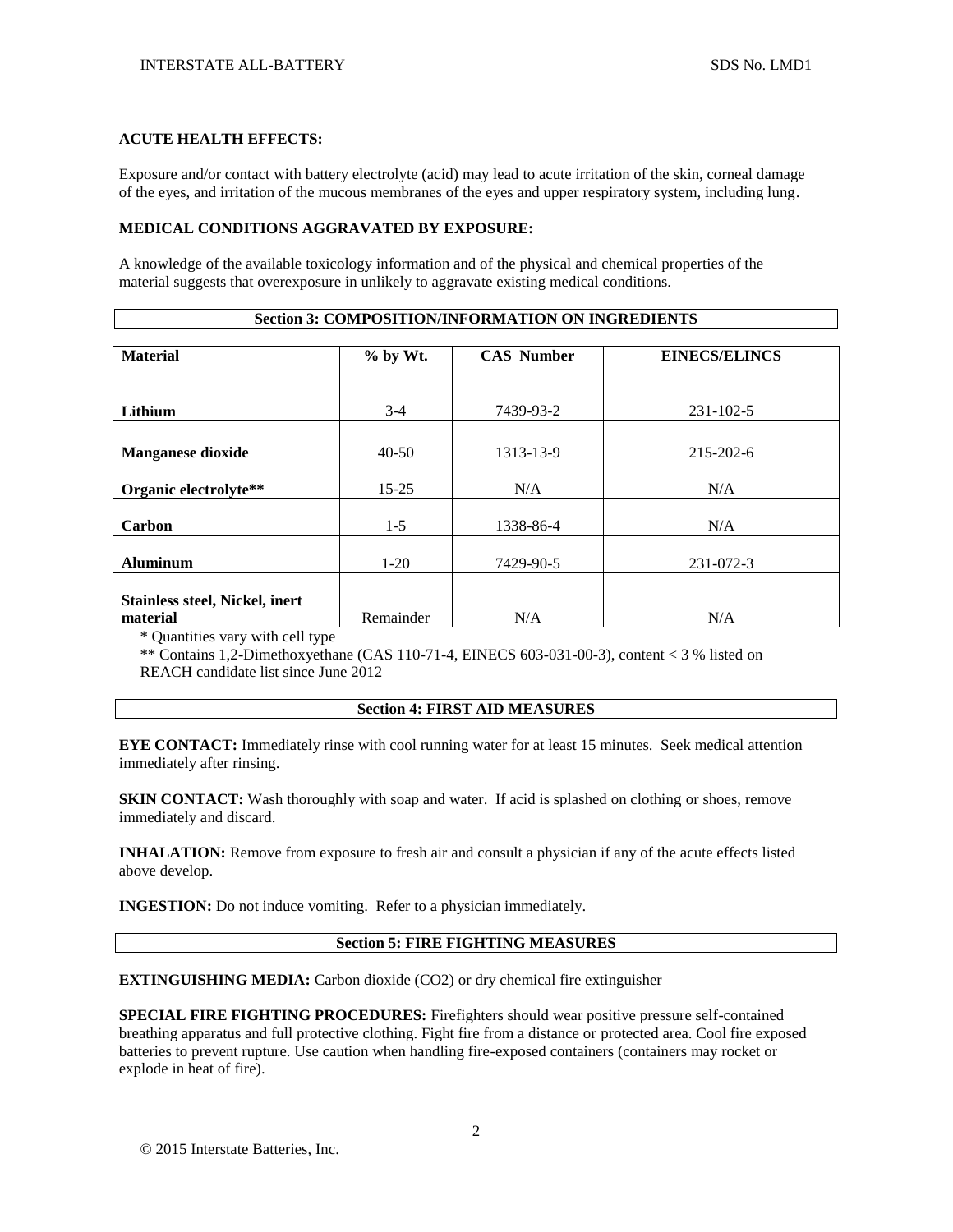**ACUTE HEALTH EFFECTS:**

Exposure and/or contact with battery electrolyte (acid) may lead to acute irritation of the skin, corneal damage of the eyes, and irritation of the mucous membranes of the eyes and upper respiratory system, including lung.

**MEDICAL CONDITIONS AGGRAVATED BY EXPOSURE:**

A knowledge of the available toxicology information and of the physical and chemical properties of the material suggests that overexposure in unlikely to aggravate existing medical conditions.

## Section 3: COMPOSITION/INFORMATION ON INGREDIENTS

| Material | % by Wt. | CAS Number | EINECS/ELINCS |
|---|---|---|---|
| | | | |
| **Lithium** | 3-4 | 7439-93-2 | 231-102-5 |
| **Manganese dioxide** | 40-50 | 1313-13-9 | 215-202-6 |
| **Organic electrolyte**** | 15-25 | N/A | N/A |
| **Carbon** | 1-5 | 1338-86-4 | N/A |
| **Aluminum** | 1-20 | 7429-90-5 | 231-072-3 |
| **Stainless steel, Nickel, inert material** | Remainder | N/A | N/A |

\* Quantities vary with cell type

** Contains 1,2-Dimethoxyethane (CAS 110-71-4, EINECS 603-031-00-3), content < 3 % listed on REACH candidate list since June 2012

## Section 4: FIRST AID MEASURES

**EYE CONTACT:** Immediately rinse with cool running water for at least 15 minutes. Seek medical attention immediately after rinsing.

**SKIN CONTACT:** Wash thoroughly with soap and water. If acid is splashed on clothing or shoes, remove immediately and discard.

**INHALATION:** Remove from exposure to fresh air and consult a physician if any of the acute effects listed above develop.

**INGESTION:** Do not induce vomiting. Refer to a physician immediately.

## Section 5: FIRE FIGHTING MEASURES

**EXTINGUISHING MEDIA:** Carbon dioxide ($CO_2$) or dry chemical fire extinguisher

**SPECIAL FIRE FIGHTING PROCEDURES:** Firefighters should wear positive pressure self-contained breathing apparatus and full protective clothing. Fight fire from a distance or protected area. Cool fire exposed batteries to prevent rupture. Use caution when handling fire-exposed containers (containers may rocket or explode in heat of fire).

© 2015 Interstate Batteries, Inc.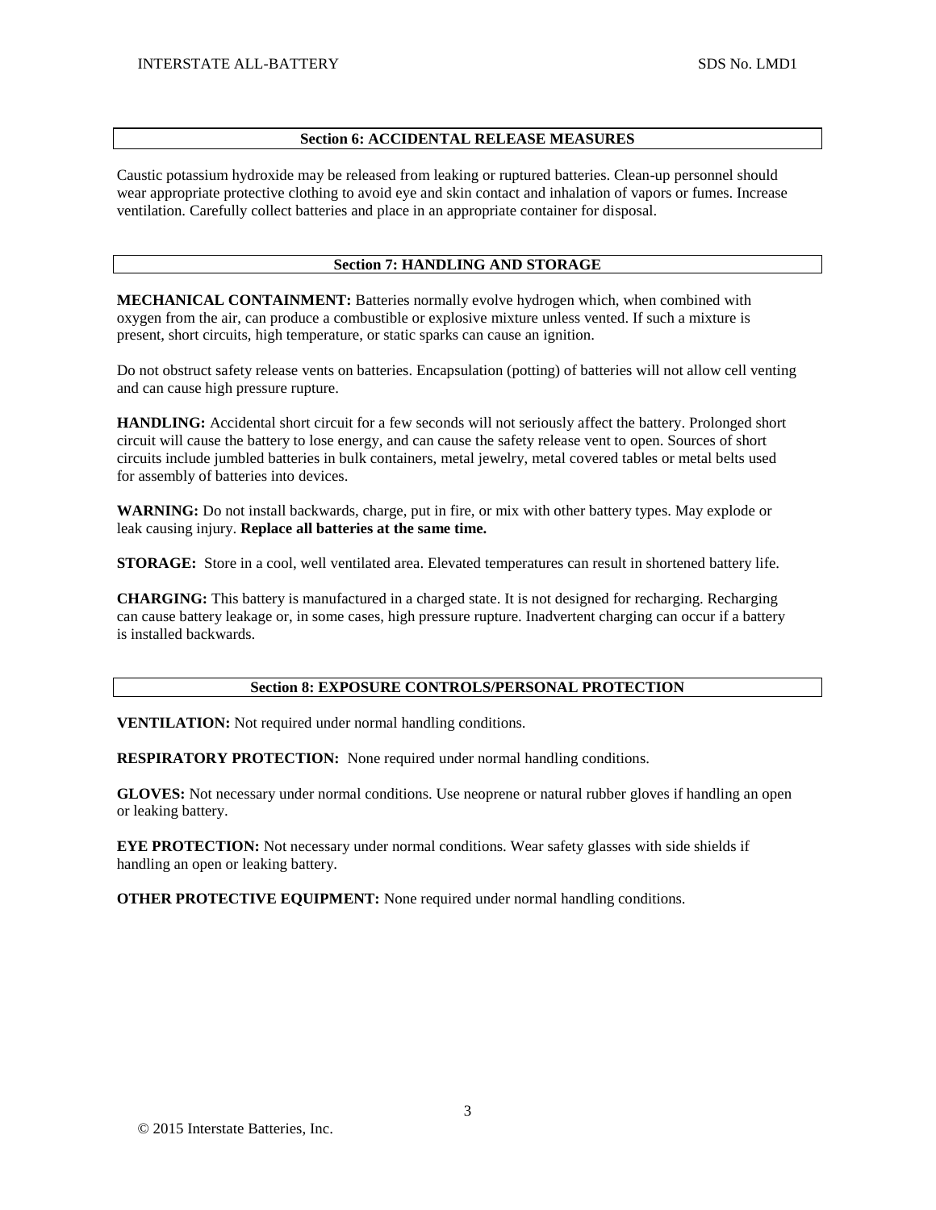## Section 6: ACCIDENTAL RELEASE MEASURES

Caustic potassium hydroxide may be released from leaking or ruptured batteries. Clean-up personnel should wear appropriate protective clothing to avoid eye and skin contact and inhalation of vapors or fumes. Increase ventilation. Carefully collect batteries and place in an appropriate container for disposal.

## Section 7: HANDLING AND STORAGE

**MECHANICAL CONTAINMENT:** Batteries normally evolve hydrogen which, when combined with oxygen from the air, can produce a combustible or explosive mixture unless vented. If such a mixture is present, short circuits, high temperature, or static sparks can cause an ignition.

Do not obstruct safety release vents on batteries. Encapsulation (potting) of batteries will not allow cell venting and can cause high pressure rupture.

**HANDLING:** Accidental short circuit for a few seconds will not seriously affect the battery. Prolonged short circuit will cause the battery to lose energy, and can cause the safety release vent to open. Sources of short circuits include jumbled batteries in bulk containers, metal jewelry, metal covered tables or metal belts used for assembly of batteries into devices.

**WARNING:** Do not install backwards, charge, put in fire, or mix with other battery types. May explode or leak causing injury. **Replace all batteries at the same time.**

**STORAGE:** Store in a cool, well ventilated area. Elevated temperatures can result in shortened battery life.

**CHARGING:** This battery is manufactured in a charged state. It is not designed for recharging. Recharging can cause battery leakage or, in some cases, high pressure rupture. Inadvertent charging can occur if a battery is installed backwards.

## Section 8: EXPOSURE CONTROLS/PERSONAL PROTECTION

**VENTILATION:** Not required under normal handling conditions.

**RESPIRATORY PROTECTION:** None required under normal handling conditions.

**GLOVES:** Not necessary under normal conditions. Use neoprene or natural rubber gloves if handling an open or leaking battery.

**EYE PROTECTION:** Not necessary under normal conditions. Wear safety glasses with side shields if handling an open or leaking battery.

**OTHER PROTECTIVE EQUIPMENT:** None required under normal handling conditions.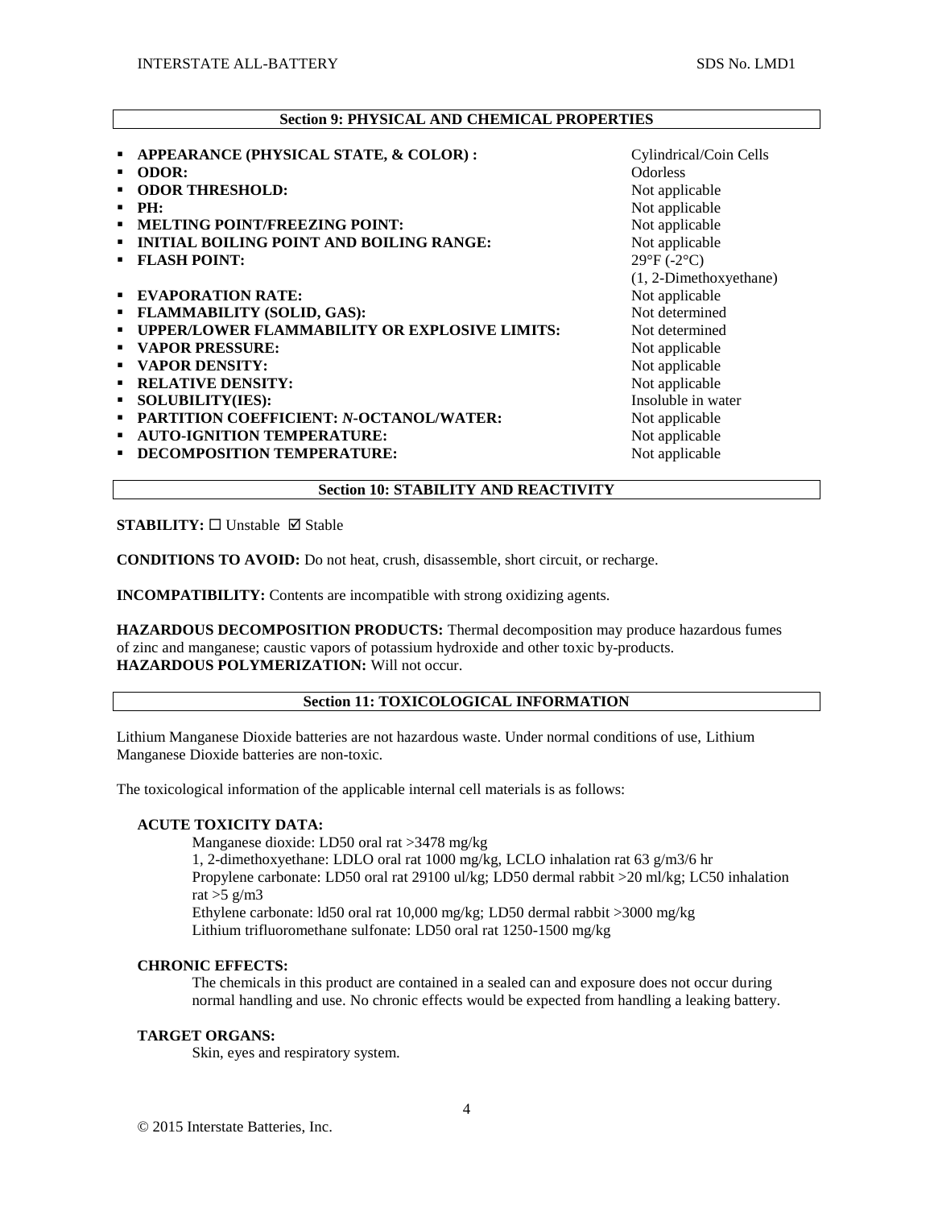## Section 9: PHYSICAL AND CHEMICAL PROPERTIES

- **APPEARANCE (PHYSICAL STATE, & COLOR) :** Cylindrical/Coin Cells
- **ODOR:** Odorless
- **ODOR THRESHOLD:** Not applicable
- **PH:** Not applicable
- **MELTING POINT/FREEZING POINT:** Not applicable
- **INITIAL BOILING POINT AND BOILING RANGE:** Not applicable
- **FLASH POINT:** 29°F (-2°C) (1, 2-Dimethoxyethane)
- **EVAPORATION RATE:** Not applicable
- **FLAMMABILITY (SOLID, GAS):** Not determined
- **UPPER/LOWER FLAMMABILITY OR EXPLOSIVE LIMITS:** Not determined
- **VAPOR PRESSURE:** Not applicable
- **VAPOR DENSITY:** Not applicable
- **RELATIVE DENSITY:** Not applicable
- **SOLUBILITY(IES):** Insoluble in water
- **PARTITION COEFFICIENT: *N*-OCTANOL/WATER:** Not applicable
- **AUTO-IGNITION TEMPERATURE:** Not applicable
- **DECOMPOSITION TEMPERATURE:** Not applicable

## Section 10: STABILITY AND REACTIVITY

**STABILITY:** ☐ Unstable ☑ Stable

**CONDITIONS TO AVOID:** Do not heat, crush, disassemble, short circuit, or recharge.

**INCOMPATIBILITY:** Contents are incompatible with strong oxidizing agents.

**HAZARDOUS DECOMPOSITION PRODUCTS:** Thermal decomposition may produce hazardous fumes of zinc and manganese; caustic vapors of potassium hydroxide and other toxic by-products.
**HAZARDOUS POLYMERIZATION:** Will not occur.

## Section 11: TOXICOLOGICAL INFORMATION

Lithium Manganese Dioxide batteries are not hazardous waste. Under normal conditions of use, Lithium Manganese Dioxide batteries are non-toxic.

The toxicological information of the applicable internal cell materials is as follows:

**ACUTE TOXICITY DATA:**

Manganese dioxide: LD50 oral rat >3478 mg/kg
1, 2-dimethoxyethane: LDLO oral rat 1000 mg/kg, LCLO inhalation rat 63 g/m3/6 hr
Propylene carbonate: LD50 oral rat 29100 ul/kg; LD50 dermal rabbit >20 ml/kg; LC50 inhalation rat >5 g/m3
Ethylene carbonate: ld50 oral rat 10,000 mg/kg; LD50 dermal rabbit >3000 mg/kg
Lithium trifluoromethane sulfonate: LD50 oral rat 1250-1500 mg/kg

**CHRONIC EFFECTS:**

The chemicals in this product are contained in a sealed can and exposure does not occur during normal handling and use. No chronic effects would be expected from handling a leaking battery.

**TARGET ORGANS:**

Skin, eyes and respiratory system.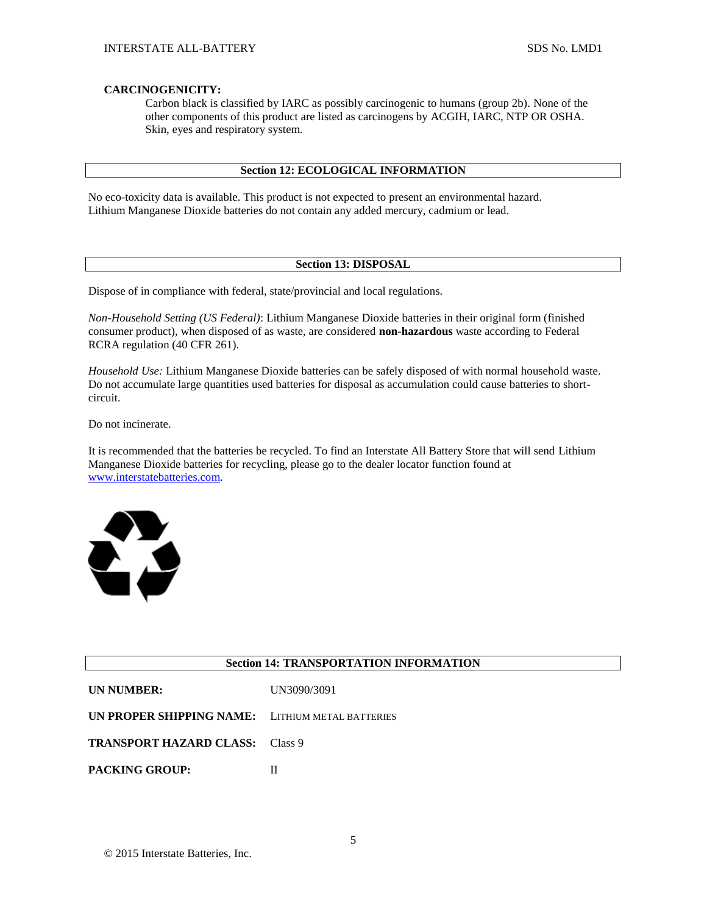**CARCINOGENICITY:**

Carbon black is classified by IARC as possibly carcinogenic to humans (group 2b). None of the other components of this product are listed as carcinogens by ACGIH, IARC, NTP OR OSHA. Skin, eyes and respiratory system.

## Section 12: ECOLOGICAL INFORMATION

No eco-toxicity data is available. This product is not expected to present an environmental hazard. Lithium Manganese Dioxide batteries do not contain any added mercury, cadmium or lead.

## Section 13: DISPOSAL

Dispose of in compliance with federal, state/provincial and local regulations.

*Non-Household Setting (US Federal)*: Lithium Manganese Dioxide batteries in their original form (finished consumer product), when disposed of as waste, are considered **non-hazardous** waste according to Federal RCRA regulation (40 CFR 261).

*Household Use:* Lithium Manganese Dioxide batteries can be safely disposed of with normal household waste. Do not accumulate large quantities used batteries for disposal as accumulation could cause batteries to short-circuit.

Do not incinerate.

It is recommended that the batteries be recycled. To find an Interstate All Battery Store that will send Lithium Manganese Dioxide batteries for recycling, please go to the dealer locator function found at www.interstatebatteries.com.

## Section 14: TRANSPORTATION INFORMATION

**UN NUMBER:** UN3090/3091

**UN PROPER SHIPPING NAME:** LITHIUM METAL BATTERIES

**TRANSPORT HAZARD CLASS:** Class 9

**PACKING GROUP:** II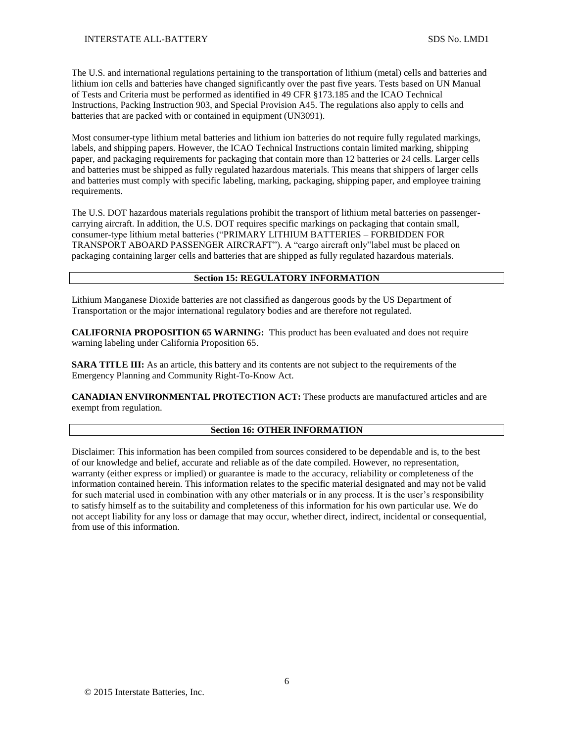The U.S. and international regulations pertaining to the transportation of lithium (metal) cells and batteries and lithium ion cells and batteries have changed significantly over the past five years. Tests based on UN Manual of Tests and Criteria must be performed as identified in 49 CFR §173.185 and the ICAO Technical Instructions, Packing Instruction 903, and Special Provision A45. The regulations also apply to cells and batteries that are packed with or contained in equipment (UN3091).

Most consumer-type lithium metal batteries and lithium ion batteries do not require fully regulated markings, labels, and shipping papers. However, the ICAO Technical Instructions contain limited marking, shipping paper, and packaging requirements for packaging that contain more than 12 batteries or 24 cells. Larger cells and batteries must be shipped as fully regulated hazardous materials. This means that shippers of larger cells and batteries must comply with specific labeling, marking, packaging, shipping paper, and employee training requirements.

The U.S. DOT hazardous materials regulations prohibit the transport of lithium metal batteries on passenger-carrying aircraft. In addition, the U.S. DOT requires specific markings on packaging that contain small, consumer-type lithium metal batteries ("PRIMARY LITHIUM BATTERIES – FORBIDDEN FOR TRANSPORT ABOARD PASSENGER AIRCRAFT"). A "cargo aircraft only"label must be placed on packaging containing larger cells and batteries that are shipped as fully regulated hazardous materials.

## Section 15: REGULATORY INFORMATION

Lithium Manganese Dioxide batteries are not classified as dangerous goods by the US Department of Transportation or the major international regulatory bodies and are therefore not regulated.

**CALIFORNIA PROPOSITION 65 WARNING:** This product has been evaluated and does not require warning labeling under California Proposition 65.

**SARA TITLE III:** As an article, this battery and its contents are not subject to the requirements of the Emergency Planning and Community Right-To-Know Act.

**CANADIAN ENVIRONMENTAL PROTECTION ACT:** These products are manufactured articles and are exempt from regulation.

## Section 16: OTHER INFORMATION

Disclaimer: This information has been compiled from sources considered to be dependable and is, to the best of our knowledge and belief, accurate and reliable as of the date compiled. However, no representation, warranty (either express or implied) or guarantee is made to the accuracy, reliability or completeness of the information contained herein. This information relates to the specific material designated and may not be valid for such material used in combination with any other materials or in any process. It is the user's responsibility to satisfy himself as to the suitability and completeness of this information for his own particular use. We do not accept liability for any loss or damage that may occur, whether direct, indirect, incidental or consequential, from use of this information.

© 2015 Interstate Batteries, Inc.